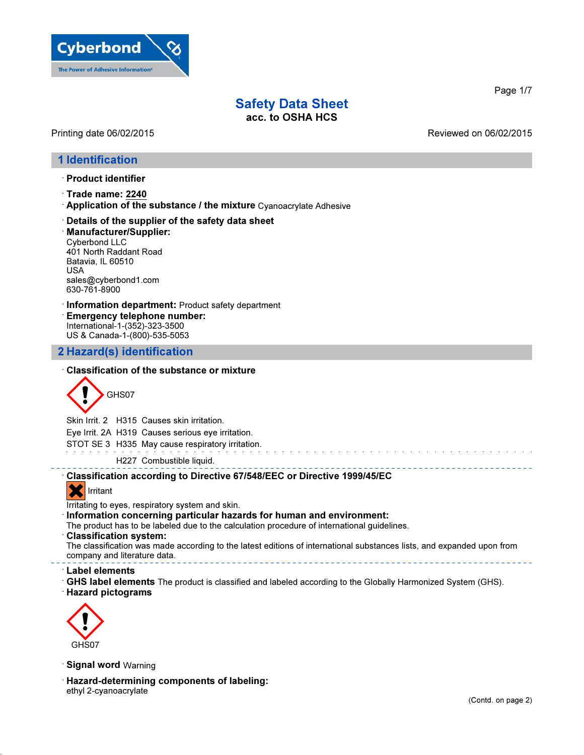Cyberbond

The Power of Adhesive Information

# Safety Data Sheet

**acc. to OSHA HCS**

Printing date 06/02/2015 Reviewed on 06/02/2015

## 1 Identification

· **Product identifier**

· **Trade name: 2240**

· **Application of the substance / the mixture** Cyanoacrylate Adhesive

· **Details of the supplier of the safety data sheet**

· **Manufacturer/Supplier:**
Cyberbond LLC
401 North Raddant Road
Batavia, IL 60510
USA
sales@cyberbond1.com
630-761-8900

· **Information department:** Product safety department

· **Emergency telephone number:**
International-1-(352)-323-3500
US & Canada-1-(800)-535-5053

## 2 Hazard(s) identification

· **Classification of the substance or mixture**

GHS07

Skin Irrit. 2 H315 Causes skin irritation.
Eye Irrit. 2A H319 Causes serious eye irritation.
STOT SE 3 H335 May cause respiratory irritation.

H227 Combustible liquid.

· **Classification according to Directive 67/548/EEC or Directive 1999/45/EC**

Irritant

Irritating to eyes, respiratory system and skin.

· **Information concerning particular hazards for human and environment:**
The product has to be labeled due to the calculation procedure of international guidelines.

· **Classification system:**
The classification was made according to the latest editions of international substances lists, and expanded upon from company and literature data.

· **Label elements**

· **GHS label elements** The product is classified and labeled according to the Globally Harmonized System (GHS).

· **Hazard pictograms**

GHS07

· **Signal word** Warning

· **Hazard-determining components of labeling:**
ethyl 2-cyanoacrylate

(Contd. on page 2)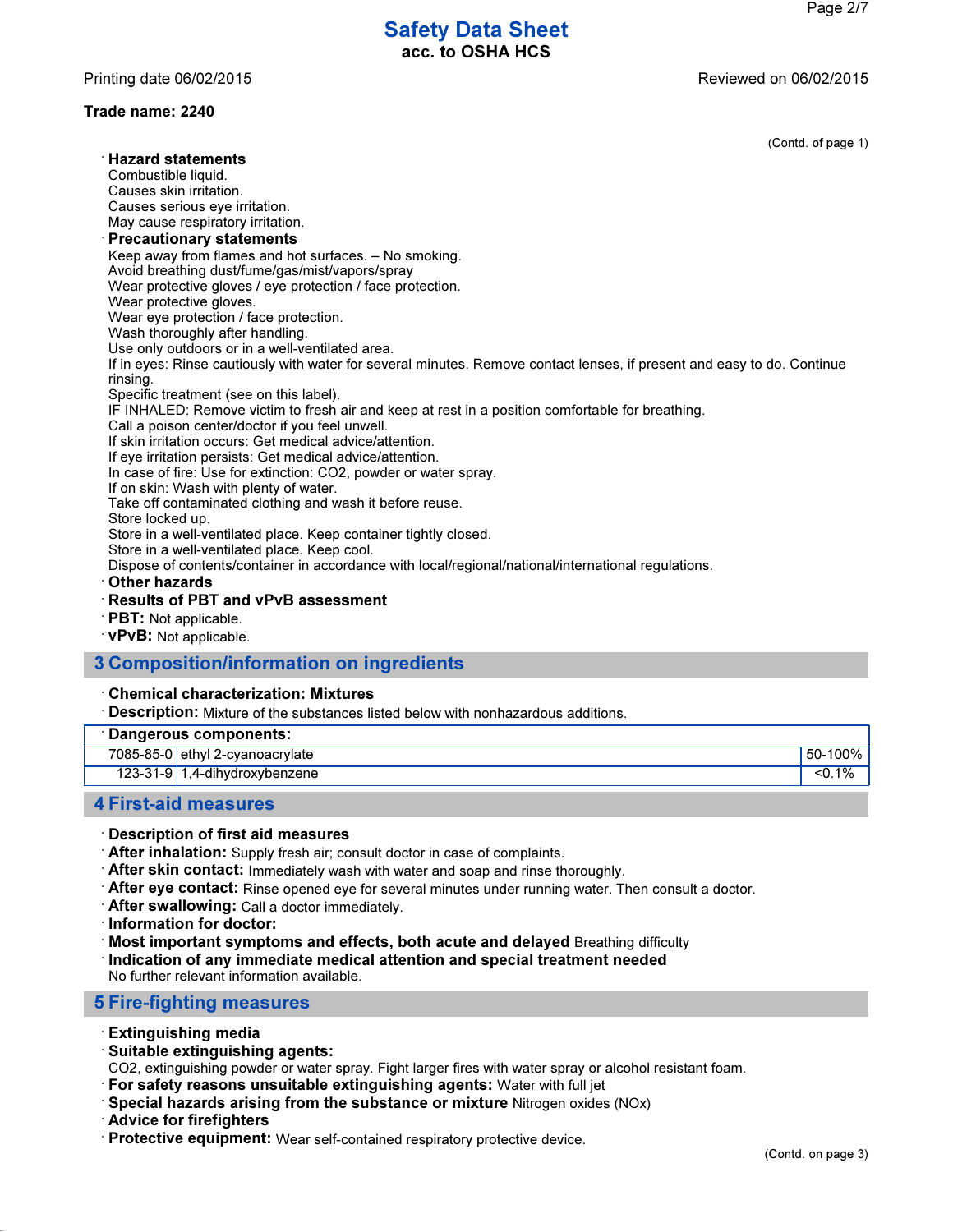**Trade name: 2240**

(Contd. of page 1)

· **Hazard statements**
Combustible liquid.
Causes skin irritation.
Causes serious eye irritation.
May cause respiratory irritation.

· **Precautionary statements**
Keep away from flames and hot surfaces. – No smoking.
Avoid breathing dust/fume/gas/mist/vapors/spray
Wear protective gloves / eye protection / face protection.
Wear protective gloves.
Wear eye protection / face protection.
Wash thoroughly after handling.
Use only outdoors or in a well-ventilated area.
If in eyes: Rinse cautiously with water for several minutes. Remove contact lenses, if present and easy to do. Continue rinsing.
Specific treatment (see on this label).
IF INHALED: Remove victim to fresh air and keep at rest in a position comfortable for breathing.
Call a poison center/doctor if you feel unwell.
If skin irritation occurs: Get medical advice/attention.
If eye irritation persists: Get medical advice/attention.
In case of fire: Use for extinction: $CO_2$, powder or water spray.
If on skin: Wash with plenty of water.
Take off contaminated clothing and wash it before reuse.
Store locked up.
Store in a well-ventilated place. Keep container tightly closed.
Store in a well-ventilated place. Keep cool.
Dispose of contents/container in accordance with local/regional/national/international regulations.

· **Other hazards**

· **Results of PBT and vPvB assessment**

· **PBT:** Not applicable.

· **vPvB:** Not applicable.

## 3 Composition/information on ingredients

· **Chemical characterization: Mixtures**

· **Description:** Mixture of the substances listed below with nonhazardous additions.

| · **Dangerous components:** | | |
|---|---|---|
| 7085-85-0 | ethyl 2-cyanoacrylate | 50-100% |
| 123-31-9 | 1,4-dihydroxybenzene | <0.1% |

## 4 First-aid measures

· **Description of first aid measures**

· **After inhalation:** Supply fresh air; consult doctor in case of complaints.

· **After skin contact:** Immediately wash with water and soap and rinse thoroughly.

· **After eye contact:** Rinse opened eye for several minutes under running water. Then consult a doctor.

· **After swallowing:** Call a doctor immediately.

· **Information for doctor:**

· **Most important symptoms and effects, both acute and delayed** Breathing difficulty

· **Indication of any immediate medical attention and special treatment needed**
No further relevant information available.

## 5 Fire-fighting measures

· **Extinguishing media**

· **Suitable extinguishing agents:**
$CO_2$, extinguishing powder or water spray. Fight larger fires with water spray or alcohol resistant foam.

· **For safety reasons unsuitable extinguishing agents:** Water with full jet

· **Special hazards arising from the substance or mixture** Nitrogen oxides ($NO_x$)

· **Advice for firefighters**

· **Protective equipment:** Wear self-contained respiratory protective device.

(Contd. on page 3)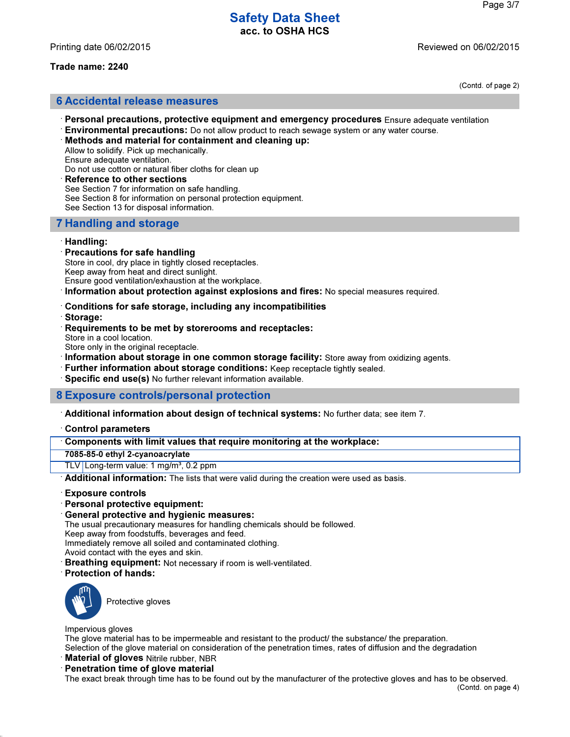**Trade name: 2240**

(Contd. of page 2)

## 6 Accidental release measures

· **Personal precautions, protective equipment and emergency procedures** Ensure adequate ventilation
· **Environmental precautions:** Do not allow product to reach sewage system or any water course.
· **Methods and material for containment and cleaning up:**
Allow to solidify. Pick up mechanically.
Ensure adequate ventilation.
Do not use cotton or natural fiber cloths for clean up
· **Reference to other sections**
See Section 7 for information on safe handling.
See Section 8 for information on personal protection equipment.
See Section 13 for disposal information.

## 7 Handling and storage

· **Handling:**
· **Precautions for safe handling**
Store in cool, dry place in tightly closed receptacles.
Keep away from heat and direct sunlight.
Ensure good ventilation/exhaustion at the workplace.
· **Information about protection against explosions and fires:** No special measures required.

· **Conditions for safe storage, including any incompatibilities**
· **Storage:**
· **Requirements to be met by storerooms and receptacles:**
Store in a cool location.
Store only in the original receptacle.
· **Information about storage in one common storage facility:** Store away from oxidizing agents.
· **Further information about storage conditions:** Keep receptacle tightly sealed.
· **Specific end use(s)** No further relevant information available.

## 8 Exposure controls/personal protection

· **Additional information about design of technical systems:** No further data; see item 7.

· **Control parameters**

| · **Components with limit values that require monitoring at the workplace:** | |
|---|---|
| **7085-85-0 ethyl 2-cyanoacrylate** | |
| TLV | Long-term value: 1 mg/m³, 0.2 ppm |

· **Additional information:** The lists that were valid during the creation were used as basis.

· **Exposure controls**
· **Personal protective equipment:**
· **General protective and hygienic measures:**
The usual precautionary measures for handling chemicals should be followed.
Keep away from foodstuffs, beverages and feed.
Immediately remove all soiled and contaminated clothing.
Avoid contact with the eyes and skin.
· **Breathing equipment:** Not necessary if room is well-ventilated.
· **Protection of hands:**

Protective gloves

Impervious gloves
The glove material has to be impermeable and resistant to the product/ the substance/ the preparation.
Selection of the glove material on consideration of the penetration times, rates of diffusion and the degradation
· **Material of gloves** Nitrile rubber, NBR
· **Penetration time of glove material**
The exact break through time has to be found out by the manufacturer of the protective gloves and has to be observed.

(Contd. on page 4)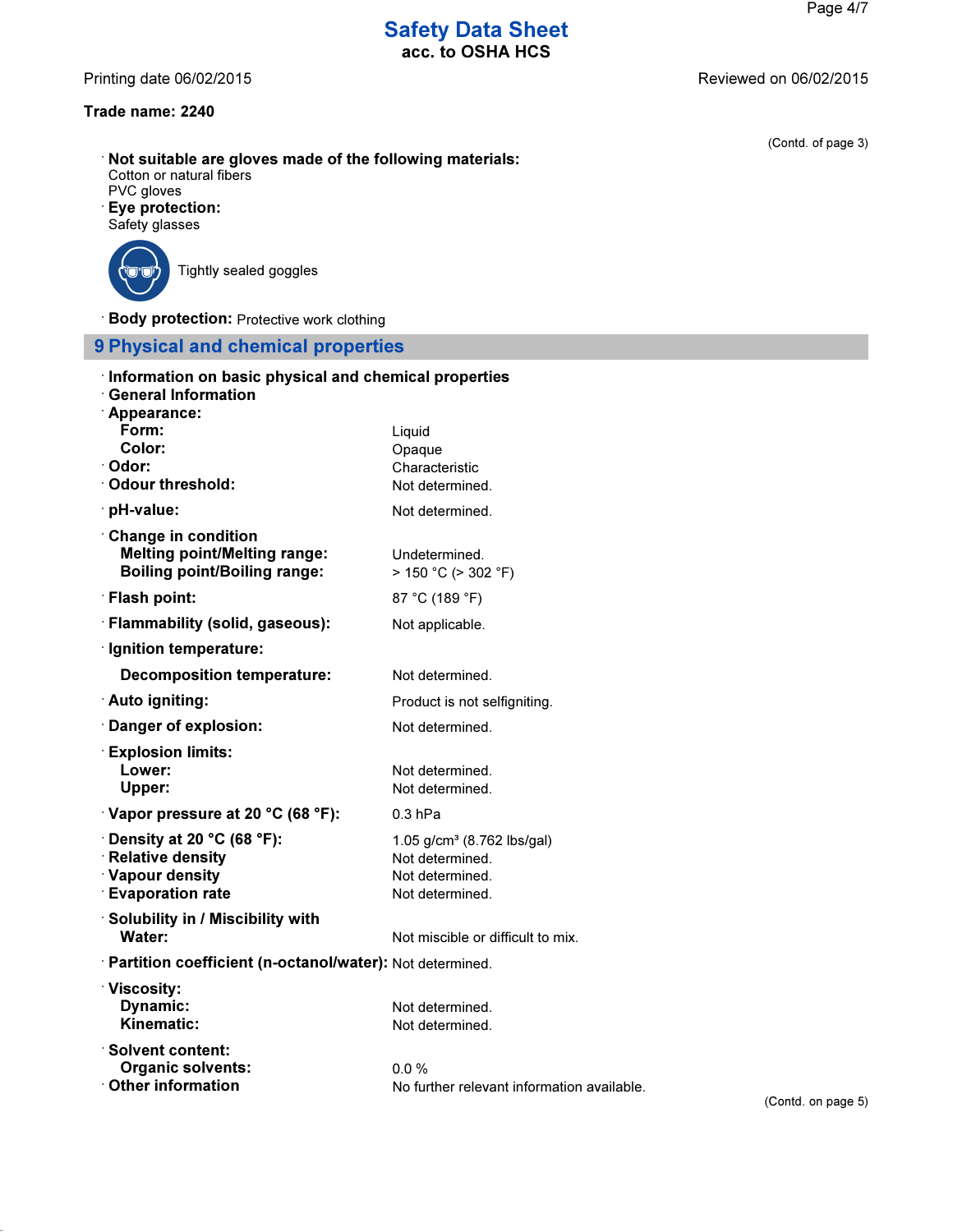Trade name: 2240

(Contd. of page 3)

· **Not suitable are gloves made of the following materials:**
Cotton or natural fibers
PVC gloves

· **Eye protection:**
Safety glasses

Tightly sealed goggles

· **Body protection:** Protective work clothing

## 9 Physical and chemical properties

· **Information on basic physical and chemical properties**
· **General Information**

| | |
|---|---|
| · **Appearance:** | |
| **Form:** | Liquid |
| **Color:** | Opaque |
| · **Odor:** | Characteristic |
| · **Odour threshold:** | Not determined. |
| · **pH-value:** | Not determined. |
| · **Change in condition** | |
| **Melting point/Melting range:** | Undetermined. |
| **Boiling point/Boiling range:** | > 150 °C (> 302 °F) |
| · **Flash point:** | 87 °C (189 °F) |
| · **Flammability (solid, gaseous):** | Not applicable. |
| · **Ignition temperature:** | |
| **Decomposition temperature:** | Not determined. |
| · **Auto igniting:** | Product is not selfigniting. |
| · **Danger of explosion:** | Not determined. |
| · **Explosion limits:** | |
| **Lower:** | Not determined. |
| **Upper:** | Not determined. |
| · **Vapor pressure at 20 °C (68 °F):** | 0.3 hPa |
| · **Density at 20 °C (68 °F):** | 1.05 g/cm³ (8.762 lbs/gal) |
| · **Relative density** | Not determined. |
| · **Vapour density** | Not determined. |
| · **Evaporation rate** | Not determined. |
| · **Solubility in / Miscibility with** | |
| **Water:** | Not miscible or difficult to mix. |
| · **Partition coefficient (n-octanol/water):** | Not determined. |
| · **Viscosity:** | |
| **Dynamic:** | Not determined. |
| **Kinematic:** | Not determined. |
| · **Solvent content:** | |
| **Organic solvents:** | 0.0 % |
| · **Other information** | No further relevant information available. |

(Contd. on page 5)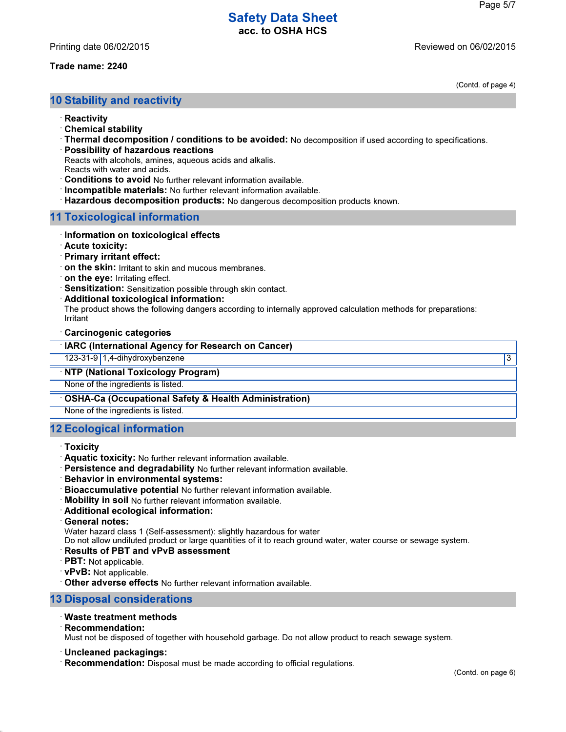**Trade name: 2240**

(Contd. of page 4)

## 10 Stability and reactivity

· **Reactivity**
· **Chemical stability**
· **Thermal decomposition / conditions to be avoided:** No decomposition if used according to specifications.
· **Possibility of hazardous reactions**
Reacts with alcohols, amines, aqueous acids and alkalis.
Reacts with water and acids.
· **Conditions to avoid** No further relevant information available.
· **Incompatible materials:** No further relevant information available.
· **Hazardous decomposition products:** No dangerous decomposition products known.

## 11 Toxicological information

· **Information on toxicological effects**
· **Acute toxicity:**
· **Primary irritant effect:**
· **on the skin:** Irritant to skin and mucous membranes.
· **on the eye:** Irritating effect.
· **Sensitization:** Sensitization possible through skin contact.
· **Additional toxicological information:**
The product shows the following dangers according to internally approved calculation methods for preparations:
Irritant

· **Carcinogenic categories**

| · IARC (International Agency for Research on Cancer) | | |
|---|---|---|
| 123-31-9 | 1,4-dihydroxybenzene | 3 |

| · NTP (National Toxicology Program) |
|---|
| None of the ingredients is listed. |

| · OSHA-Ca (Occupational Safety & Health Administration) |
|---|
| None of the ingredients is listed. |

## 12 Ecological information

· **Toxicity**
· **Aquatic toxicity:** No further relevant information available.
· **Persistence and degradability** No further relevant information available.
· **Behavior in environmental systems:**
· **Bioaccumulative potential** No further relevant information available.
· **Mobility in soil** No further relevant information available.
· **Additional ecological information:**
· **General notes:**
Water hazard class 1 (Self-assessment): slightly hazardous for water
Do not allow undiluted product or large quantities of it to reach ground water, water course or sewage system.
· **Results of PBT and vPvB assessment**
· **PBT:** Not applicable.
· **vPvB:** Not applicable.
· **Other adverse effects** No further relevant information available.

## 13 Disposal considerations

· **Waste treatment methods**
· **Recommendation:**
Must not be disposed of together with household garbage. Do not allow product to reach sewage system.

· **Uncleaned packagings:**
· **Recommendation:** Disposal must be made according to official regulations.

(Contd. on page 6)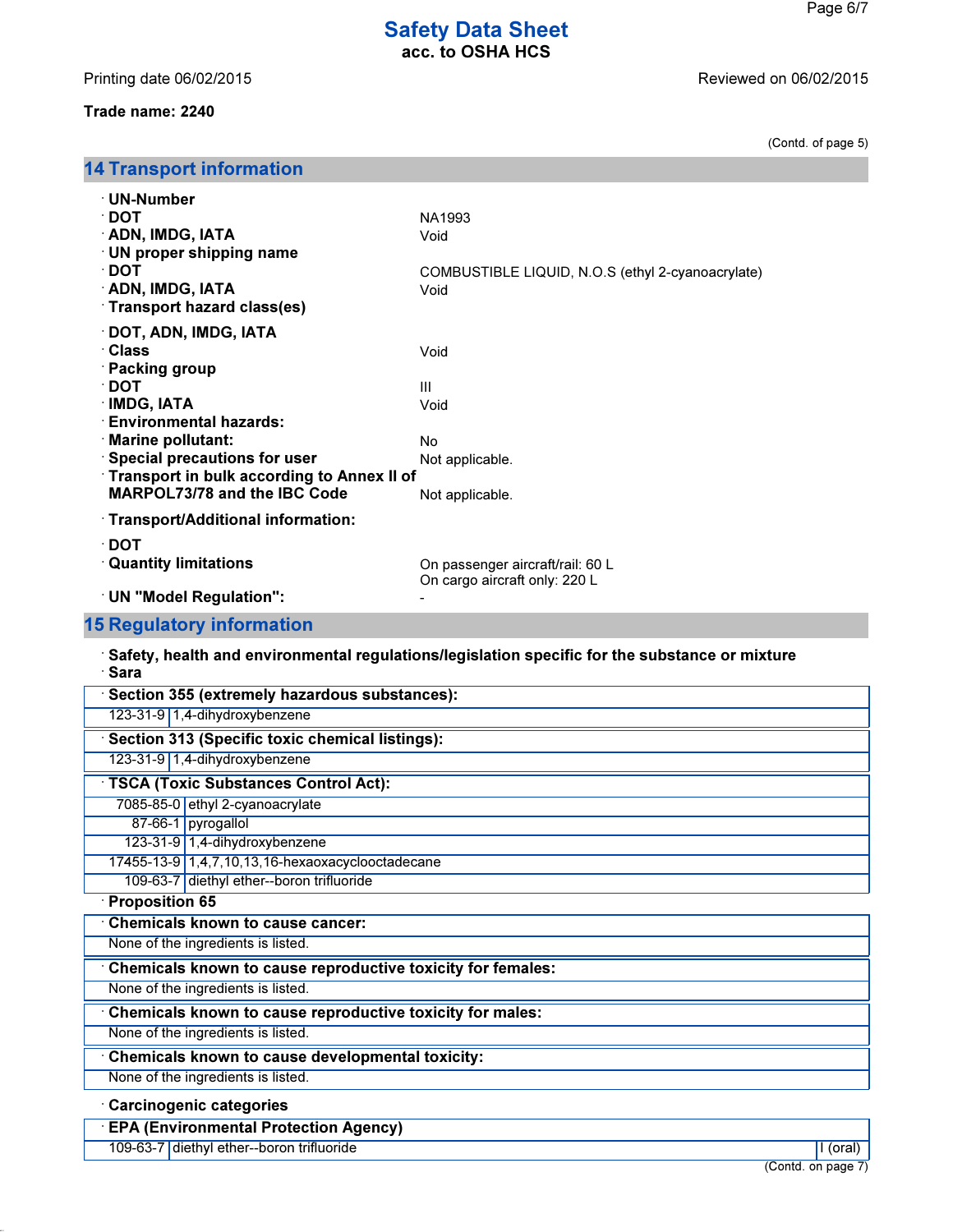Trade name: 2240

(Contd. of page 5)

## 14 Transport information

· **UN-Number**
· **DOT** NA1993
· **ADN, IMDG, IATA** Void
· **UN proper shipping name**
· **DOT** COMBUSTIBLE LIQUID, N.O.S (ethyl 2-cyanoacrylate)
· **ADN, IMDG, IATA** Void
· **Transport hazard class(es)**

· **DOT, ADN, IMDG, IATA**
· **Class** Void
· **Packing group**
· **DOT** III
· **IMDG, IATA** Void
· **Environmental hazards:**
· **Marine pollutant:** No
· **Special precautions for user** Not applicable.
· **Transport in bulk according to Annex II of MARPOL73/78 and the IBC Code** Not applicable.

· **Transport/Additional information:**

· **DOT**
· **Quantity limitations** On passenger aircraft/rail: 60 L
On cargo aircraft only: 220 L
· **UN "Model Regulation":** -

## 15 Regulatory information

· **Safety, health and environmental regulations/legislation specific for the substance or mixture**
· **Sara**

· **Section 355 (extremely hazardous substances):**

| | |
|---|---|
| 123-31-9 | 1,4-dihydroxybenzene |

· **Section 313 (Specific toxic chemical listings):**

| | |
|---|---|
| 123-31-9 | 1,4-dihydroxybenzene |

· **TSCA (Toxic Substances Control Act):**

| | |
|---|---|
| 7085-85-0 | ethyl 2-cyanoacrylate |
| 87-66-1 | pyrogallol |
| 123-31-9 | 1,4-dihydroxybenzene |
| 17455-13-9 | 1,4,7,10,13,16-hexaoxacyclooctadecane |
| 109-63-7 | diethyl ether--boron trifluoride |

· **Proposition 65**

· **Chemicals known to cause cancer:**
None of the ingredients is listed.

· **Chemicals known to cause reproductive toxicity for females:**
None of the ingredients is listed.

· **Chemicals known to cause reproductive toxicity for males:**
None of the ingredients is listed.

· **Chemicals known to cause developmental toxicity:**
None of the ingredients is listed.

· **Carcinogenic categories**

· **EPA (Environmental Protection Agency)**

| | | |
|---|---|---|
| 109-63-7 | diethyl ether--boron trifluoride | I (oral) |

(Contd. on page 7)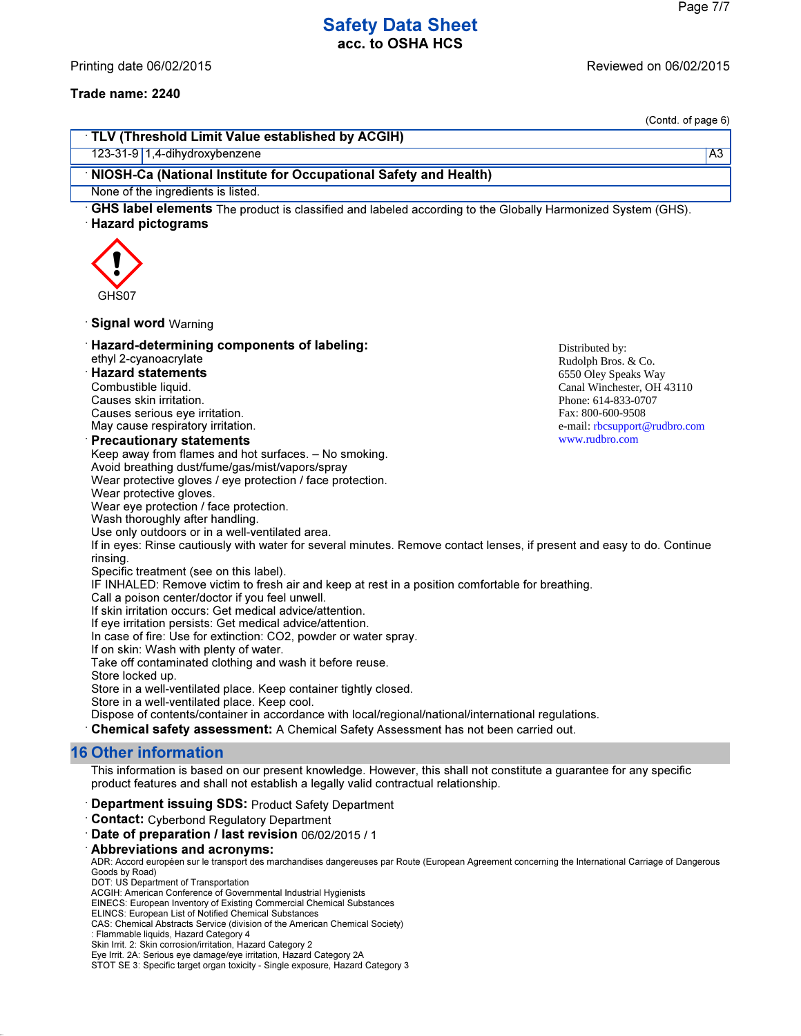# Safety Data Sheet
acc. to OSHA HCS

Printing date 06/02/2015 Reviewed on 06/02/2015

**Trade name: 2240**

(Contd. of page 6)

**· TLV (Threshold Limit Value established by ACGIH)**

| | | |
|---|---|---|
| 123-31-9 | 1,4-dihydroxybenzene | A3 |

**· NIOSH-Ca (National Institute for Occupational Safety and Health)**

None of the ingredients is listed.

**· GHS label elements** The product is classified and labeled according to the Globally Harmonized System (GHS).

**· Hazard pictograms**

GHS07

**· Signal word** Warning

**· Hazard-determining components of labeling:**
ethyl 2-cyanoacrylate

**· Hazard statements**
Combustible liquid.
Causes skin irritation.
Causes serious eye irritation.
May cause respiratory irritation.

**· Precautionary statements**
Keep away from flames and hot surfaces. – No smoking.
Avoid breathing dust/fume/gas/mist/vapors/spray
Wear protective gloves / eye protection / face protection.
Wear protective gloves.
Wear eye protection / face protection.
Wash thoroughly after handling.
Use only outdoors or in a well-ventilated area.
If in eyes: Rinse cautiously with water for several minutes. Remove contact lenses, if present and easy to do. Continue rinsing.
Specific treatment (see on this label).
IF INHALED: Remove victim to fresh air and keep at rest in a position comfortable for breathing.
Call a poison center/doctor if you feel unwell.
If skin irritation occurs: Get medical advice/attention.
If eye irritation persists: Get medical advice/attention.
In case of fire: Use for extinction: CO2, powder or water spray.
If on skin: Wash with plenty of water.
Take off contaminated clothing and wash it before reuse.
Store locked up.
Store in a well-ventilated place. Keep container tightly closed.
Store in a well-ventilated place. Keep cool.
Dispose of contents/container in accordance with local/regional/national/international regulations.

**· Chemical safety assessment:** A Chemical Safety Assessment has not been carried out.

Distributed by:
Rudolph Bros. & Co.
6550 Oley Speaks Way
Canal Winchester, OH 43110
Phone: 614-833-0707
Fax: 800-600-9508
e-mail: rbcsupport@rudbro.com
www.rudbro.com

## 16 Other information

This information is based on our present knowledge. However, this shall not constitute a guarantee for any specific product features and shall not establish a legally valid contractual relationship.

**· Department issuing SDS:** Product Safety Department
**· Contact:** Cyberbond Regulatory Department
**· Date of preparation / last revision** 06/02/2015 / 1
**· Abbreviations and acronyms:**
ADR: Accord européen sur le transport des marchandises dangereuses par Route (European Agreement concerning the International Carriage of Dangerous Goods by Road)
DOT: US Department of Transportation
ACGIH: American Conference of Governmental Industrial Hygienists
EINECS: European Inventory of Existing Commercial Chemical Substances
ELINCS: European List of Notified Chemical Substances
CAS: Chemical Abstracts Service (division of the American Chemical Society)
: Flammable liquids, Hazard Category 4
Skin Irrit. 2: Skin corrosion/irritation, Hazard Category 2
Eye Irrit. 2A: Serious eye damage/eye irritation, Hazard Category 2A
STOT SE 3: Specific target organ toxicity - Single exposure, Hazard Category 3